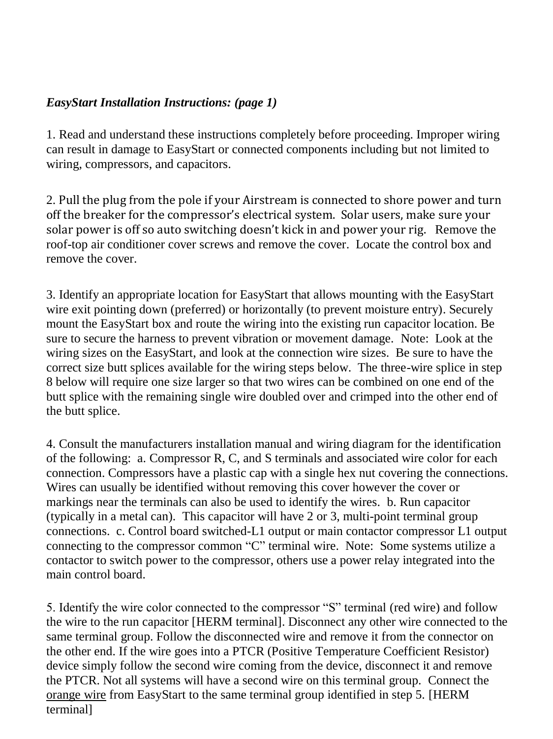***EasyStart Installation Instructions: (page 1)***

1. Read and understand these instructions completely before proceeding. Improper wiring can result in damage to EasyStart or connected components including but not limited to wiring, compressors, and capacitors.

2. Pull the plug from the pole if your Airstream is connected to shore power and turn off the breaker for the compressor's electrical system. Solar users, make sure your solar power is off so auto switching doesn't kick in and power your rig. Remove the roof-top air conditioner cover screws and remove the cover. Locate the control box and remove the cover.

3. Identify an appropriate location for EasyStart that allows mounting with the EasyStart wire exit pointing down (preferred) or horizontally (to prevent moisture entry). Securely mount the EasyStart box and route the wiring into the existing run capacitor location. Be sure to secure the harness to prevent vibration or movement damage. Note: Look at the wiring sizes on the EasyStart, and look at the connection wire sizes. Be sure to have the correct size butt splices available for the wiring steps below. The three-wire splice in step 8 below will require one size larger so that two wires can be combined on one end of the butt splice with the remaining single wire doubled over and crimped into the other end of the butt splice.

4. Consult the manufacturers installation manual and wiring diagram for the identification of the following: a. Compressor R, C, and S terminals and associated wire color for each connection. Compressors have a plastic cap with a single hex nut covering the connections. Wires can usually be identified without removing this cover however the cover or markings near the terminals can also be used to identify the wires. b. Run capacitor (typically in a metal can). This capacitor will have 2 or 3, multi-point terminal group connections. c. Control board switched-L1 output or main contactor compressor L1 output connecting to the compressor common "C" terminal wire. Note: Some systems utilize a contactor to switch power to the compressor, others use a power relay integrated into the main control board.

5. Identify the wire color connected to the compressor "S" terminal (red wire) and follow the wire to the run capacitor [HERM terminal]. Disconnect any other wire connected to the same terminal group. Follow the disconnected wire and remove it from the connector on the other end. If the wire goes into a PTCR (Positive Temperature Coefficient Resistor) device simply follow the second wire coming from the device, disconnect it and remove the PTCR. Not all systems will have a second wire on this terminal group. Connect the <u>orange wire</u> from EasyStart to the same terminal group identified in step 5. [HERM terminal]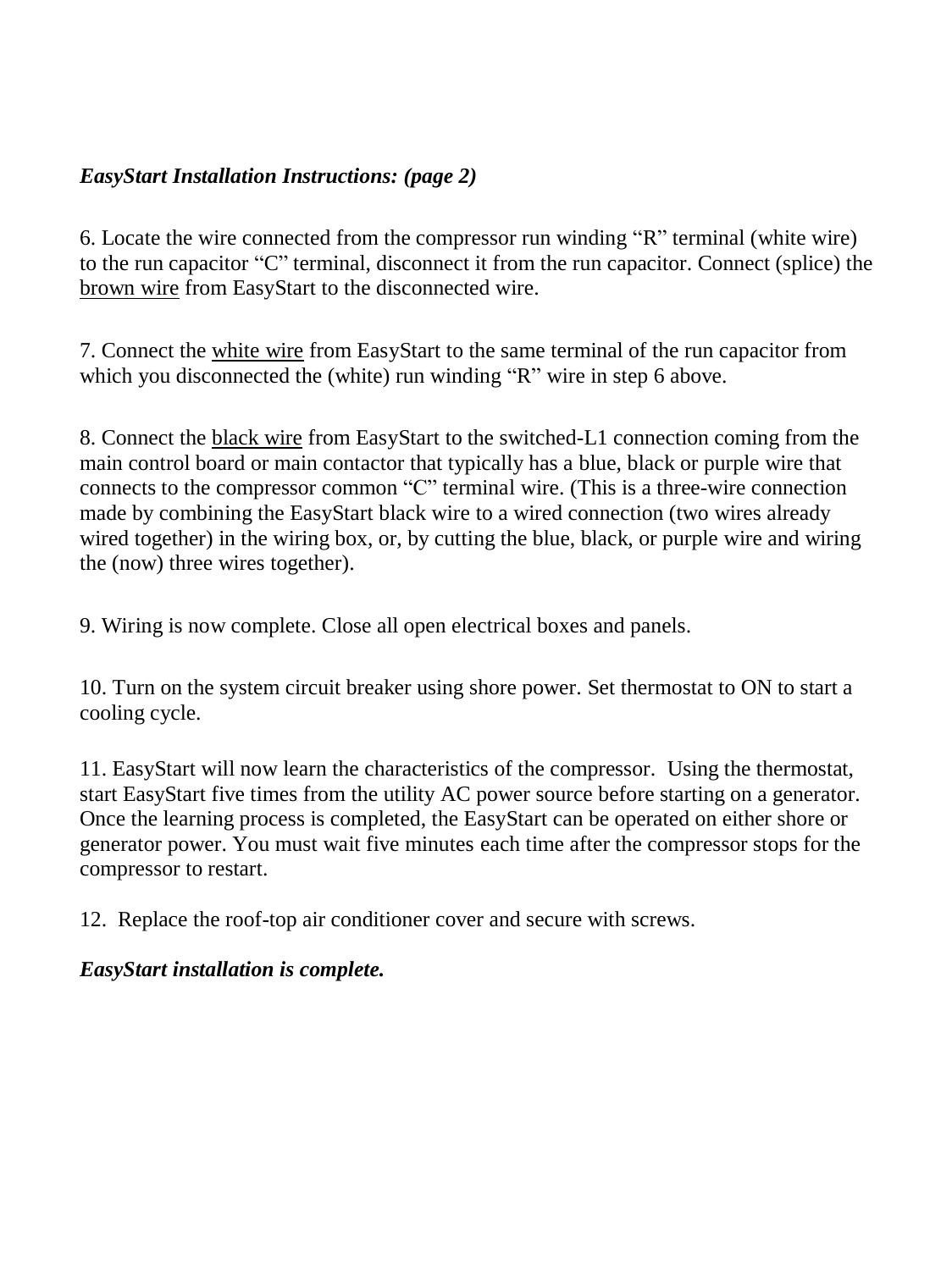*EasyStart Installation Instructions: (page 2)*

6. Locate the wire connected from the compressor run winding “R” terminal (white wire) to the run capacitor “C” terminal, disconnect it from the run capacitor. Connect (splice) the <u>brown wire</u> from EasyStart to the disconnected wire.

7. Connect the <u>white wire</u> from EasyStart to the same terminal of the run capacitor from which you disconnected the (white) run winding “R” wire in step 6 above.

8. Connect the <u>black wire</u> from EasyStart to the switched-L1 connection coming from the main control board or main contactor that typically has a blue, black or purple wire that connects to the compressor common “C” terminal wire. (This is a three-wire connection made by combining the EasyStart black wire to a wired connection (two wires already wired together) in the wiring box, or, by cutting the blue, black, or purple wire and wiring the (now) three wires together).

9. Wiring is now complete. Close all open electrical boxes and panels.

10. Turn on the system circuit breaker using shore power. Set thermostat to ON to start a cooling cycle.

11. EasyStart will now learn the characteristics of the compressor. Using the thermostat, start EasyStart five times from the utility AC power source before starting on a generator. Once the learning process is completed, the EasyStart can be operated on either shore or generator power. You must wait five minutes each time after the compressor stops for the compressor to restart.

12. Replace the roof-top air conditioner cover and secure with screws.

***EasyStart installation is complete.***